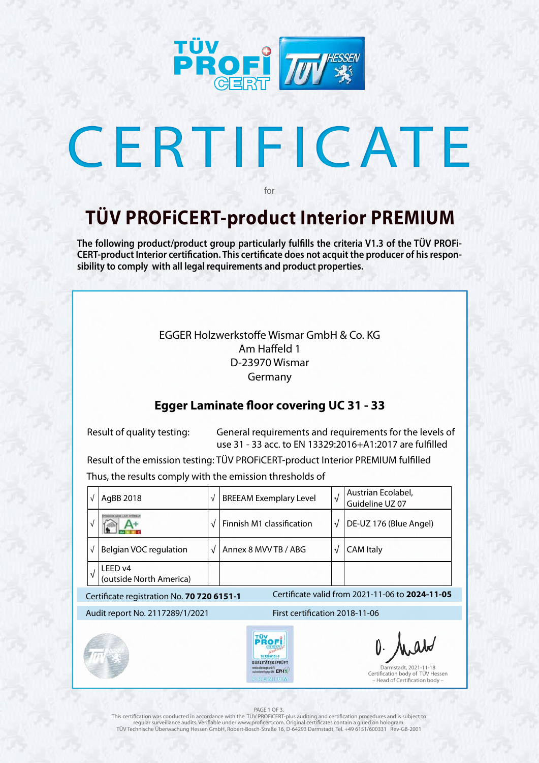# CERTIFICATE

for

## TÜV PROFiCERT-product Interior PREMIUM

**The following product/product group particularly fulfills the criteria V1.3 of the TÜV PROFi-CERT-product Interior certification. This certificate does not acquit the producer of his responsibility to comply with all legal requirements and product properties.**

EGGER Holzwerkstoffe Wismar GmbH & Co. KG
Am Haffeld 1
D-23970 Wismar
Germany

### Egger Laminate floor covering UC 31 - 33

Result of quality testing: General requirements and requirements for the levels of use 31 - 33 acc. to EN 13329:2016+A1:2017 are fulfilled

Result of the emission testing: TÜV PROFiCERT-product Interior PREMIUM fulfilled

Thus, the results comply with the emission thresholds of

| | | | | | |
|---|---|---|---|---|---|
| √ | AgBB 2018 | √ | BREEAM Exemplary Level | √ | Austrian Ecolabel, Guideline UZ 07 |
| √ | Émissions dans l'air intérieur A+ | √ | Finnish M1 classification | √ | DE-UZ 176 (Blue Angel) |
| √ | Belgian VOC regulation | √ | Annex 8 MVV TB / ABG | √ | CAM Italy |
| √ | LEED v4 (outside North America) | | | | |

Certificate registration No. **70 720 6151-1** Certificate valid from 2021-11-06 to **2024-11-05**

Audit report No. 2117289/1/2021 First certification 2018-11-06

Darmstadt, 2021-11-18
Certification body of TÜV Hessen
– Head of Certification body –

This certification was conducted in accordance with the TÜV PROFiCERT-plus auditing and certification procedures and is subject to regular surveillance audits. Verifiable under www.proficert.com. Original certificates contain a glued on hologram.
TÜV Technische Überwachung Hessen GmbH, Robert-Bosch-Straße 16, D-64293 Darmstadt, Tel. +49 6151/600331 Rev-GB-2001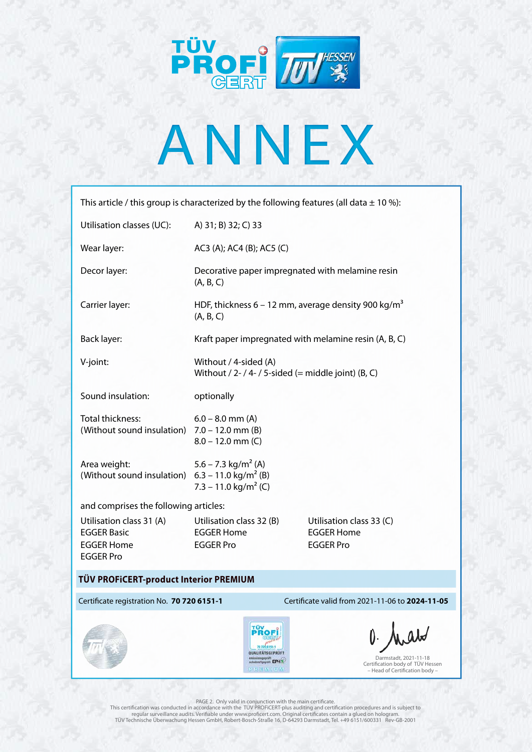# ANNEX

This article / this group is characterized by the following features (all data ± 10 %):

| | |
|---|---|
| Utilisation classes (UC): | A) 31; B) 32; C) 33 |
| Wear layer: | AC3 (A); AC4 (B); AC5 (C) |
| Decor layer: | Decorative paper impregnated with melamine resin (A, B, C) |
| Carrier layer: | HDF, thickness 6 – 12 mm, average density 900 kg/m³ (A, B, C) |
| Back layer: | Kraft paper impregnated with melamine resin (A, B, C) |
| V-joint: | Without / 4-sided (A)<br>Without / 2- / 4- / 5-sided (= middle joint) (B, C) |
| Sound insulation: | optionally |
| Total thickness:<br>(Without sound insulation) | 6.0 – 8.0 mm (A)<br>7.0 – 12.0 mm (B)<br>8.0 – 12.0 mm (C) |
| Area weight:<br>(Without sound insulation) | 5.6 – 7.3 kg/m² (A)<br>6.3 – 11.0 kg/m² (B)<br>7.3 – 11.0 kg/m² (C) |

and comprises the following articles:

| Utilisation class 31 (A) | Utilisation class 32 (B) | Utilisation class 33 (C) |
|---|---|---|
| EGGER Basic | EGGER Home | EGGER Home |
| EGGER Home | EGGER Pro | EGGER Pro |
| EGGER Pro | | |

**TÜV PROFiCERT-product Interior PREMIUM**

Certificate registration No. **70 720 6151-1**

Certificate valid from 2021-11-06 to **2024-11-05**

Darmstadt, 2021-11-18
Certification body of TÜV Hessen
– Head of Certification body –

PAGE 2. Only valid in conjunction with the main certificate.
This certification was conducted in accordance with the TÜV PROFiCERT-plus auditing and certification procedures and is subject to regular surveillance audits. Verifiable under www.proficert.com. Original certificates contain a glued on hologram.
TÜV Technische Überwachung Hessen GmbH, Robert-Bosch-Straße 16, D-64293 Darmstadt, Tel. +49 6151/600331 Rev-GB-2001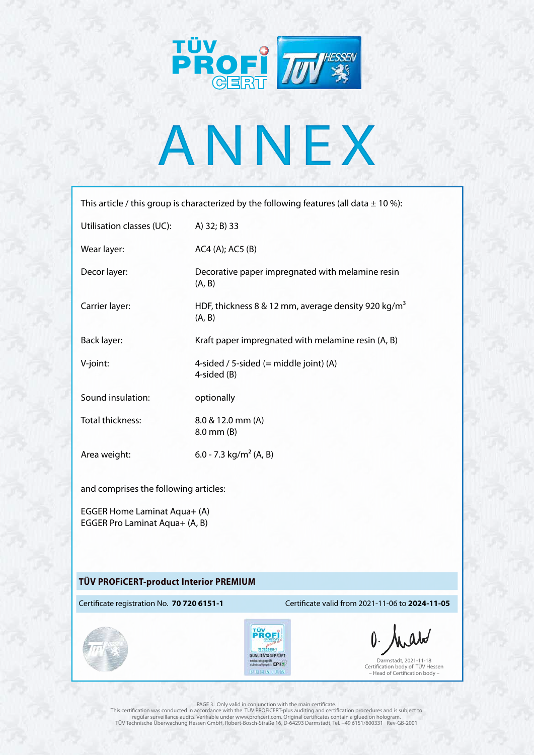TÜV PROFi CERT

TÜV HESSEN

# ANNEX

This article / this group is characterized by the following features (all data ± 10 %):

| | |
|---|---|
| Utilisation classes (UC): | A) 32; B) 33 |
| Wear layer: | AC4 (A); AC5 (B) |
| Decor layer: | Decorative paper impregnated with melamine resin (A, B) |
| Carrier layer: | HDF, thickness 8 & 12 mm, average density 920 kg/m$^3$ (A, B) |
| Back layer: | Kraft paper impregnated with melamine resin (A, B) |
| V-joint: | 4-sided / 5-sided (= middle joint) (A)<br>4-sided (B) |
| Sound insulation: | optionally |
| Total thickness: | 8.0 & 12.0 mm (A)<br>8.0 mm (B) |
| Area weight: | 6.0 - 7.3 kg/m$^2$ (A, B) |

and comprises the following articles:

EGGER Home Laminat Aqua+ (A)
EGGER Pro Laminat Aqua+ (A, B)

**TÜV PROFiCERT-product Interior PREMIUM**

Certificate registration No. **70 720 6151-1**

Certificate valid from 2021-11-06 to **2024-11-05**

Darmstadt, 2021-11-18
Certification body of TÜV Hessen
– Head of Certification body –

PAGE 3. Only valid in conjunction with the main certificate.
This certification was conducted in accordance with the TÜV PROFiCERT-plus auditing and certification procedures and is subject to regular surveillance audits. Verifiable under www.proficert.com. Original certificates contain a glued on hologram.
TÜV Technische Überwachung Hessen GmbH, Robert-Bosch-Straße 16, D-64293 Darmstadt, Tel. +49 6151/600331 Rev-GB-2001